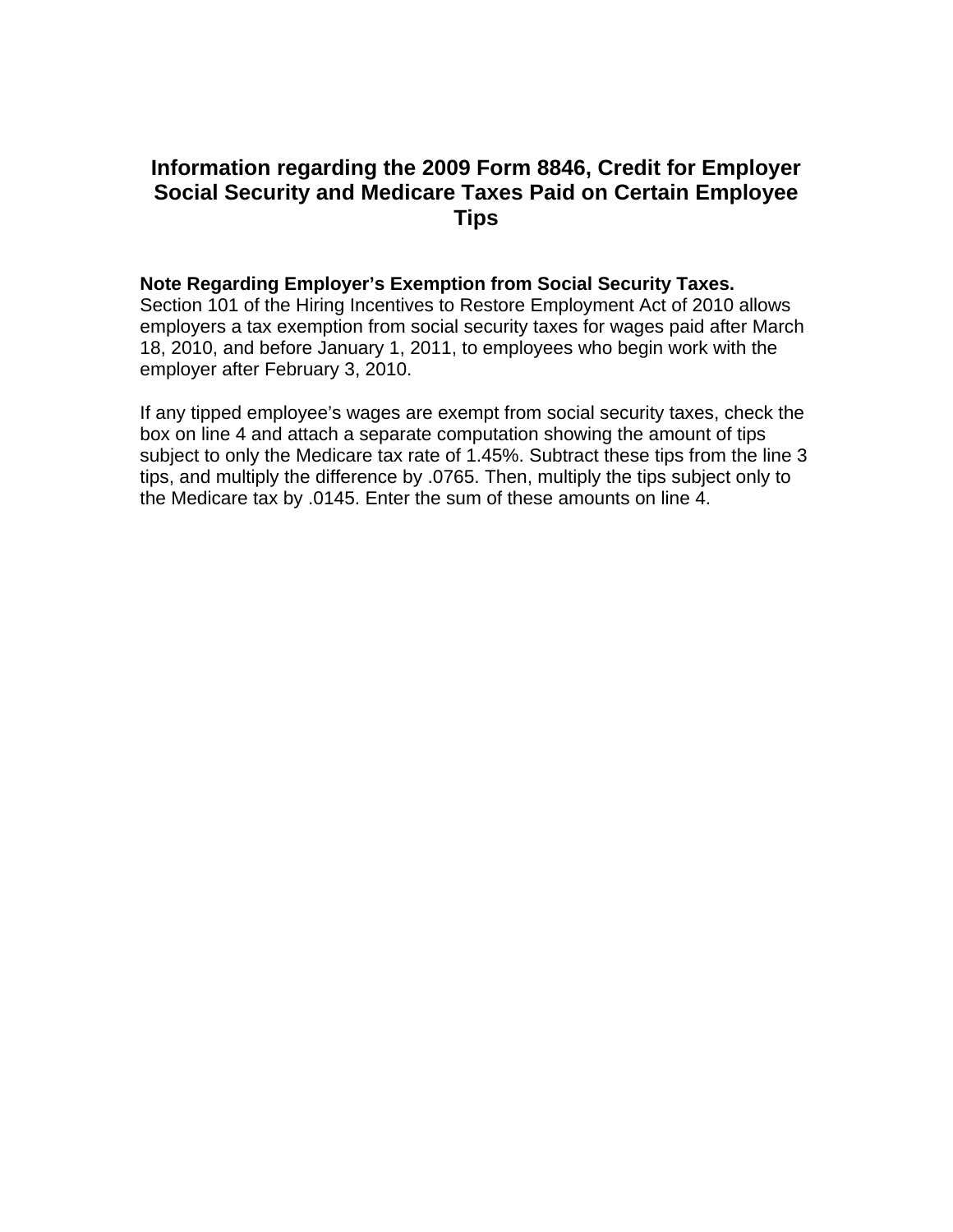# Information regarding the 2009 Form 8846, Credit for Employer Social Security and Medicare Taxes Paid on Certain Employee Tips

**Note Regarding Employer's Exemption from Social Security Taxes.** Section 101 of the Hiring Incentives to Restore Employment Act of 2010 allows employers a tax exemption from social security taxes for wages paid after March 18, 2010, and before January 1, 2011, to employees who begin work with the employer after February 3, 2010.

If any tipped employee's wages are exempt from social security taxes, check the box on line 4 and attach a separate computation showing the amount of tips subject to only the Medicare tax rate of 1.45%. Subtract these tips from the line 3 tips, and multiply the difference by .0765. Then, multiply the tips subject only to the Medicare tax by .0145. Enter the sum of these amounts on line 4.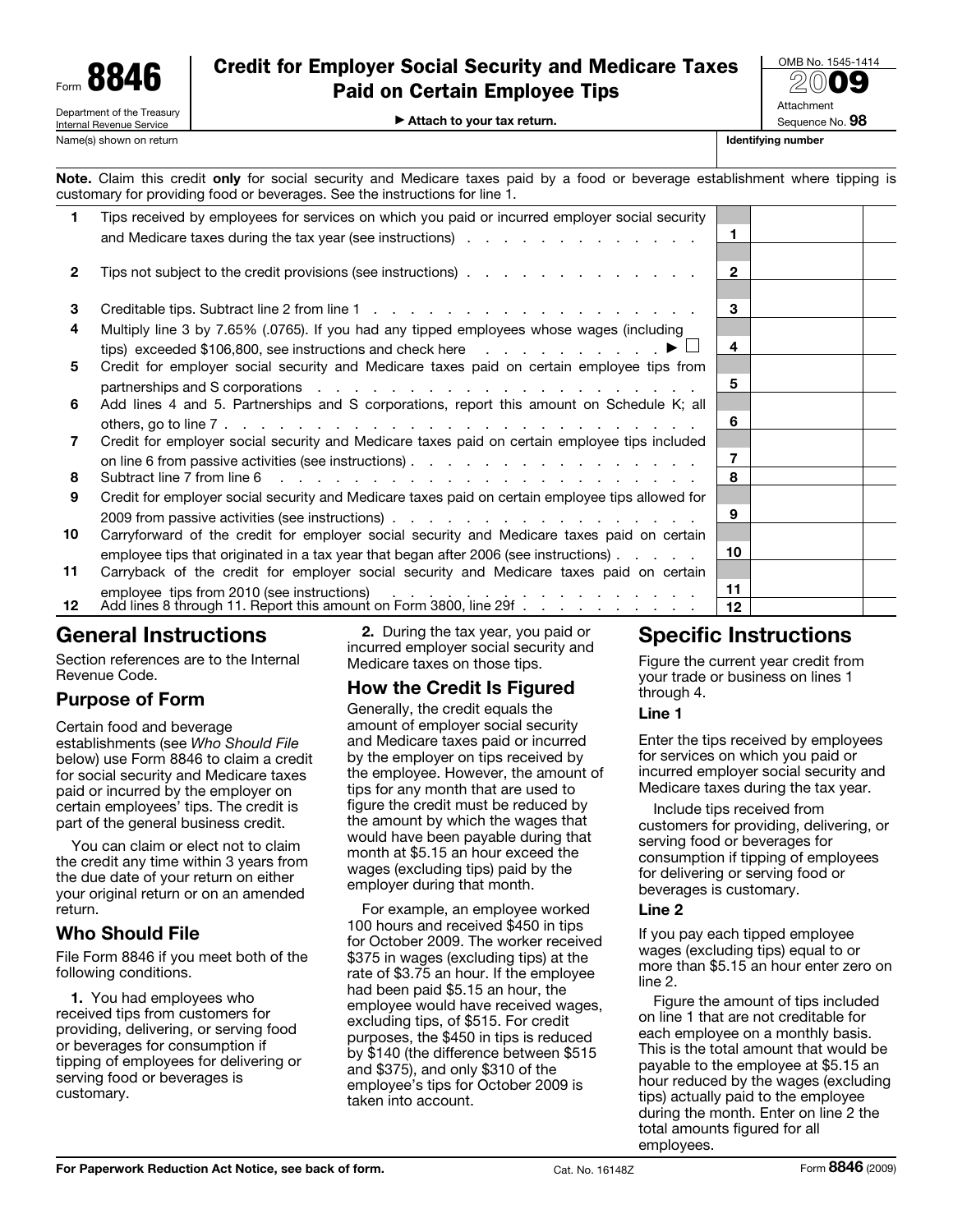Form **8846**

Department of the Treasury
Internal Revenue Service

# Credit for Employer Social Security and Medicare Taxes Paid on Certain Employee Tips

▶ Attach to your tax return.

OMB No. 1545-1414

2009

Attachment Sequence No. **98**

Name(s) shown on return | **Identifying number**

**Note.** Claim this credit **only** for social security and Medicare taxes paid by a food or beverage establishment where tipping is customary for providing food or beverages. See the instructions for line 1.

| | | | |
|---|---|---|---|
| 1 | Tips received by employees for services on which you paid or incurred employer social security and Medicare taxes during the tax year (see instructions) | 1 | |
| 2 | Tips not subject to the credit provisions (see instructions) | 2 | |
| 3 | Creditable tips. Subtract line 2 from line 1 | 3 | |
| 4 | Multiply line 3 by 7.65% (.0765). If you had any tipped employees whose wages (including tips) exceeded $106,800, see instructions and check here ▶ ☐ | 4 | |
| 5 | Credit for employer social security and Medicare taxes paid on certain employee tips from partnerships and S corporations | 5 | |
| 6 | Add lines 4 and 5. Partnerships and S corporations, report this amount on Schedule K; all others, go to line 7 | 6 | |
| 7 | Credit for employer social security and Medicare taxes paid on certain employee tips included on line 6 from passive activities (see instructions) | 7 | |
| 8 | Subtract line 7 from line 6 | 8 | |
| 9 | Credit for employer social security and Medicare taxes paid on certain employee tips allowed for 2009 from passive activities (see instructions) | 9 | |
| 10 | Carryforward of the credit for employer social security and Medicare taxes paid on certain employee tips that originated in a tax year that began after 2006 (see instructions) | 10 | |
| 11 | Carryback of the credit for employer social security and Medicare taxes paid on certain employee tips from 2010 (see instructions) | 11 | |
| 12 | Add lines 8 through 11. Report this amount on Form 3800, line 29f | 12 | |

## General Instructions

Section references are to the Internal Revenue Code.

### Purpose of Form

Certain food and beverage establishments (see *Who Should File* below) use Form 8846 to claim a credit for social security and Medicare taxes paid or incurred by the employer on certain employees' tips. The credit is part of the general business credit.

You can claim or elect not to claim the credit any time within 3 years from the due date of your return on either your original return or on an amended return.

### Who Should File

File Form 8846 if you meet both of the following conditions.

**1.** You had employees who received tips from customers for providing, delivering, or serving food or beverages for consumption if tipping of employees for delivering or serving food or beverages is customary.

**2.** During the tax year, you paid or incurred employer social security and Medicare taxes on those tips.

### How the Credit Is Figured

Generally, the credit equals the amount of employer social security and Medicare taxes paid or incurred by the employer on tips received by the employee. However, the amount of tips for any month that are used to figure the credit must be reduced by the amount by which the wages that would have been payable during that month at $5.15 an hour exceed the wages (excluding tips) paid by the employer during that month.

For example, an employee worked 100 hours and received $450 in tips for October 2009. The worker received $375 in wages (excluding tips) at the rate of $3.75 an hour. If the employee had been paid $5.15 an hour, the employee would have received wages, excluding tips, of $515. For credit purposes, the $450 in tips is reduced by $140 (the difference between $515 and $375), and only $310 of the employee's tips for October 2009 is taken into account.

## Specific Instructions

Figure the current year credit from your trade or business on lines 1 through 4.

### Line 1

Enter the tips received by employees for services on which you paid or incurred employer social security and Medicare taxes during the tax year.

Include tips received from customers for providing, delivering, or serving food or beverages for consumption if tipping of employees for delivering or serving food or beverages is customary.

### Line 2

If you pay each tipped employee wages (excluding tips) equal to or more than $5.15 an hour enter zero on line 2.

Figure the amount of tips included on line 1 that are not creditable for each employee on a monthly basis. This is the total amount that would be payable to the employee at $5.15 an hour reduced by the wages (excluding tips) actually paid to the employee during the month. Enter on line 2 the total amounts figured for all employees.

**For Paperwork Reduction Act Notice, see back of form.** Cat. No. 16148Z Form **8846** (2009)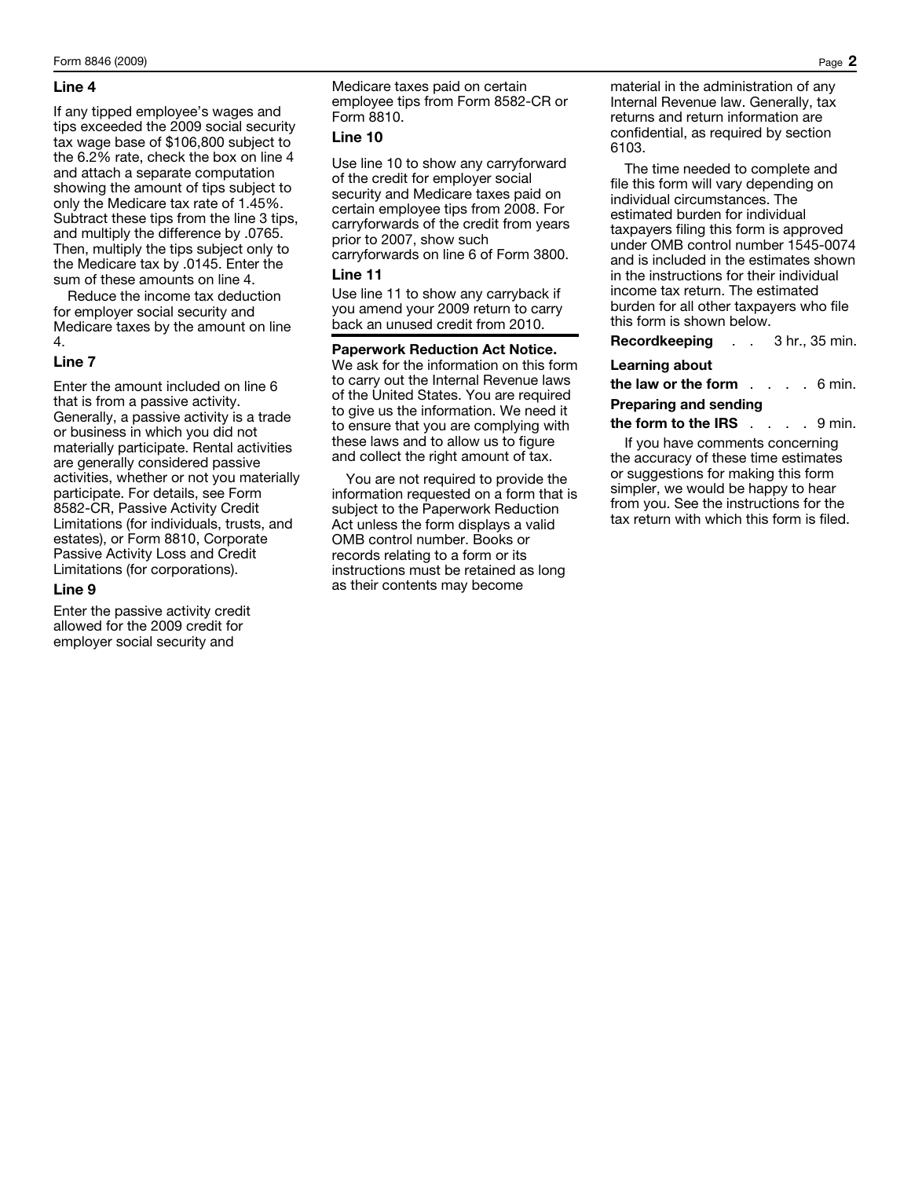### Line 4

If any tipped employee's wages and tips exceeded the 2009 social security tax wage base of $106,800 subject to the 6.2% rate, check the box on line 4 and attach a separate computation showing the amount of tips subject to only the Medicare tax rate of 1.45%. Subtract these tips from the line 3 tips, and multiply the difference by .0765. Then, multiply the tips subject only to the Medicare tax by .0145. Enter the sum of these amounts on line 4.

Reduce the income tax deduction for employer social security and Medicare taxes by the amount on line 4.

### Line 7

Enter the amount included on line 6 that is from a passive activity. Generally, a passive activity is a trade or business in which you did not materially participate. Rental activities are generally considered passive activities, whether or not you materially participate. For details, see Form 8582-CR, Passive Activity Credit Limitations (for individuals, trusts, and estates), or Form 8810, Corporate Passive Activity Loss and Credit Limitations (for corporations).

### Line 9

Enter the passive activity credit allowed for the 2009 credit for employer social security and Medicare taxes paid on certain employee tips from Form 8582-CR or Form 8810.

### Line 10

Use line 10 to show any carryforward of the credit for employer social security and Medicare taxes paid on certain employee tips from 2008. For carryforwards of the credit from years prior to 2007, show such carryforwards on line 6 of Form 3800.

### Line 11

Use line 11 to show any carryback if you amend your 2009 return to carry back an unused credit from 2010.

**Paperwork Reduction Act Notice.** We ask for the information on this form to carry out the Internal Revenue laws of the United States. You are required to give us the information. We need it to ensure that you are complying with these laws and to allow us to figure and collect the right amount of tax.

You are not required to provide the information requested on a form that is subject to the Paperwork Reduction Act unless the form displays a valid OMB control number. Books or records relating to a form or its instructions must be retained as long as their contents may become material in the administration of any Internal Revenue law. Generally, tax returns and return information are confidential, as required by section 6103.

The time needed to complete and file this form will vary depending on individual circumstances. The estimated burden for individual taxpayers filing this form is approved under OMB control number 1545-0074 and is included in the estimates shown in the instructions for their individual income tax return. The estimated burden for all other taxpayers who file this form is shown below.

**Recordkeeping** . . 3 hr., 35 min.

**Learning about the law or the form** . . . . 6 min.

**Preparing and sending the form to the IRS** . . . . 9 min.

If you have comments concerning the accuracy of these time estimates or suggestions for making this form simpler, we would be happy to hear from you. See the instructions for the tax return with which this form is filed.